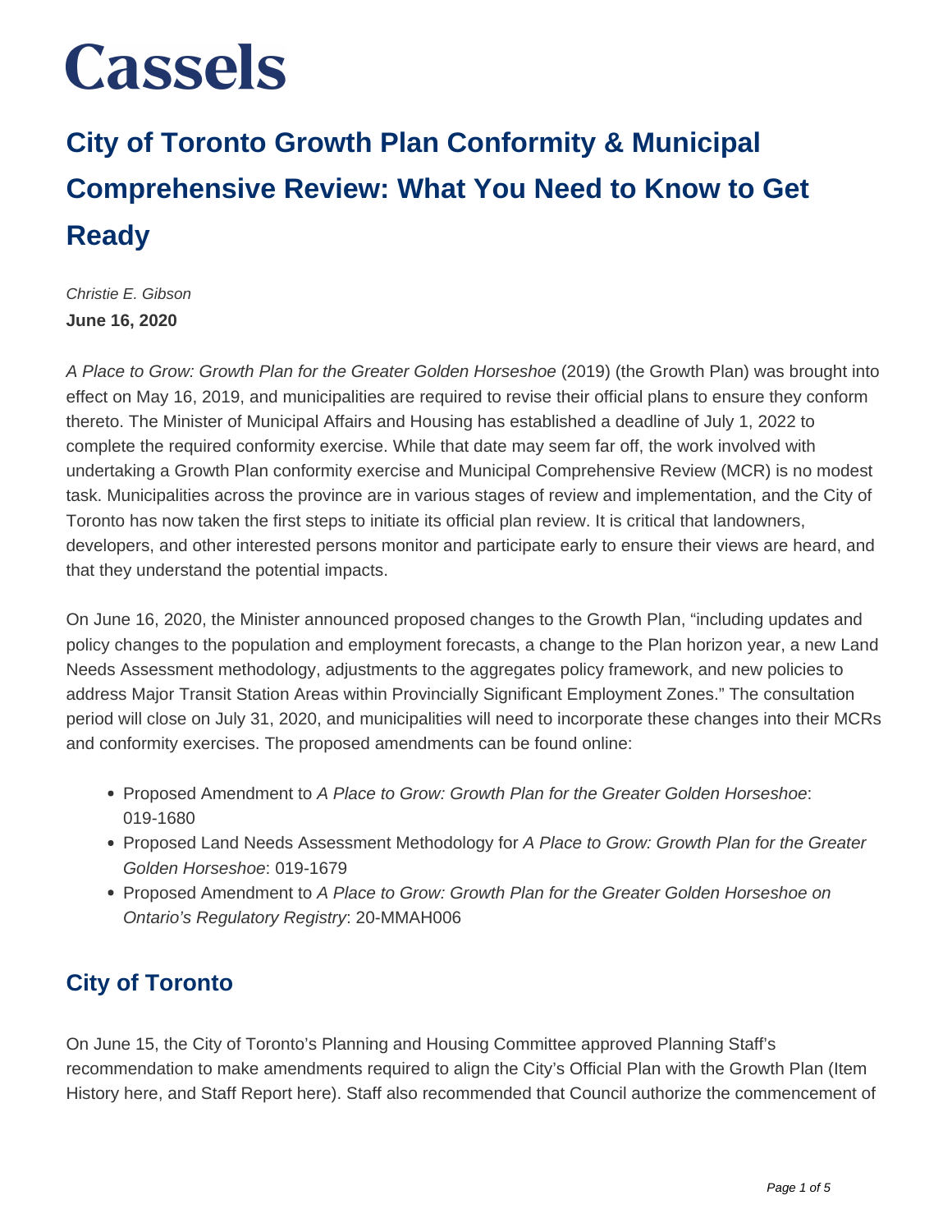# Cassels

# City of Toronto Growth Plan Conformity & Municipal Comprehensive Review: What You Need to Know to Get Ready

*Christie E. Gibson*

**June 16, 2020**

*A Place to Grow: Growth Plan for the Greater Golden Horseshoe* (2019) (the Growth Plan) was brought into effect on May 16, 2019, and municipalities are required to revise their official plans to ensure they conform thereto. The Minister of Municipal Affairs and Housing has established a deadline of July 1, 2022 to complete the required conformity exercise. While that date may seem far off, the work involved with undertaking a Growth Plan conformity exercise and Municipal Comprehensive Review (MCR) is no modest task. Municipalities across the province are in various stages of review and implementation, and the City of Toronto has now taken the first steps to initiate its official plan review. It is critical that landowners, developers, and other interested persons monitor and participate early to ensure their views are heard, and that they understand the potential impacts.

On June 16, 2020, the Minister announced proposed changes to the Growth Plan, "including updates and policy changes to the population and employment forecasts, a change to the Plan horizon year, a new Land Needs Assessment methodology, adjustments to the aggregates policy framework, and new policies to address Major Transit Station Areas within Provincially Significant Employment Zones." The consultation period will close on July 31, 2020, and municipalities will need to incorporate these changes into their MCRs and conformity exercises. The proposed amendments can be found online:

- Proposed Amendment to *A Place to Grow: Growth Plan for the Greater Golden Horseshoe*: 019-1680
- Proposed Land Needs Assessment Methodology for *A Place to Grow: Growth Plan for the Greater Golden Horseshoe*: 019-1679
- Proposed Amendment to *A Place to Grow: Growth Plan for the Greater Golden Horseshoe on Ontario's Regulatory Registry*: 20-MMAH006

## City of Toronto

On June 15, the City of Toronto's Planning and Housing Committee approved Planning Staff's recommendation to make amendments required to align the City's Official Plan with the Growth Plan (Item History here, and Staff Report here). Staff also recommended that Council authorize the commencement of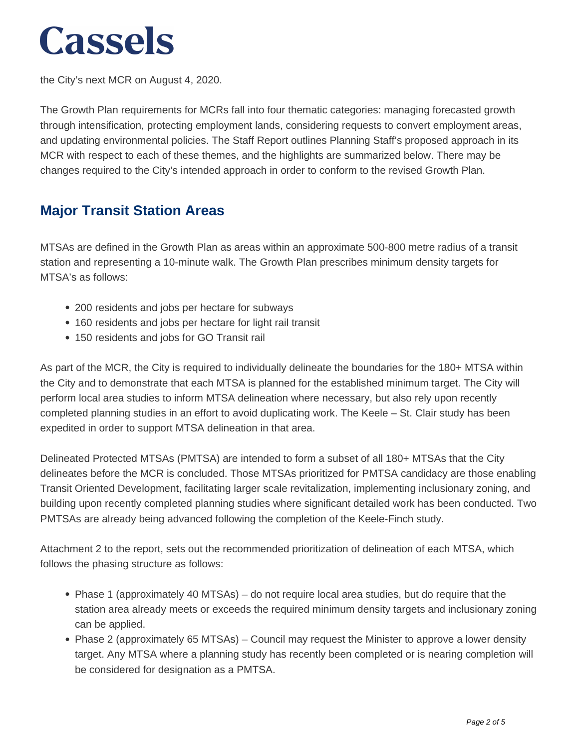the City's next MCR on August 4, 2020.

The Growth Plan requirements for MCRs fall into four thematic categories: managing forecasted growth through intensification, protecting employment lands, considering requests to convert employment areas, and updating environmental policies. The Staff Report outlines Planning Staff's proposed approach in its MCR with respect to each of these themes, and the highlights are summarized below. There may be changes required to the City's intended approach in order to conform to the revised Growth Plan.

## Major Transit Station Areas

MTSAs are defined in the Growth Plan as areas within an approximate 500-800 metre radius of a transit station and representing a 10-minute walk. The Growth Plan prescribes minimum density targets for MTSA's as follows:

- 200 residents and jobs per hectare for subways
- 160 residents and jobs per hectare for light rail transit
- 150 residents and jobs for GO Transit rail

As part of the MCR, the City is required to individually delineate the boundaries for the 180+ MTSA within the City and to demonstrate that each MTSA is planned for the established minimum target. The City will perform local area studies to inform MTSA delineation where necessary, but also rely upon recently completed planning studies in an effort to avoid duplicating work. The Keele – St. Clair study has been expedited in order to support MTSA delineation in that area.

Delineated Protected MTSAs (PMTSA) are intended to form a subset of all 180+ MTSAs that the City delineates before the MCR is concluded. Those MTSAs prioritized for PMTSA candidacy are those enabling Transit Oriented Development, facilitating larger scale revitalization, implementing inclusionary zoning, and building upon recently completed planning studies where significant detailed work has been conducted. Two PMTSAs are already being advanced following the completion of the Keele-Finch study.

Attachment 2 to the report, sets out the recommended prioritization of delineation of each MTSA, which follows the phasing structure as follows:

- Phase 1 (approximately 40 MTSAs) – do not require local area studies, but do require that the station area already meets or exceeds the required minimum density targets and inclusionary zoning can be applied.
- Phase 2 (approximately 65 MTSAs) – Council may request the Minister to approve a lower density target. Any MTSA where a planning study has recently been completed or is nearing completion will be considered for designation as a PMTSA.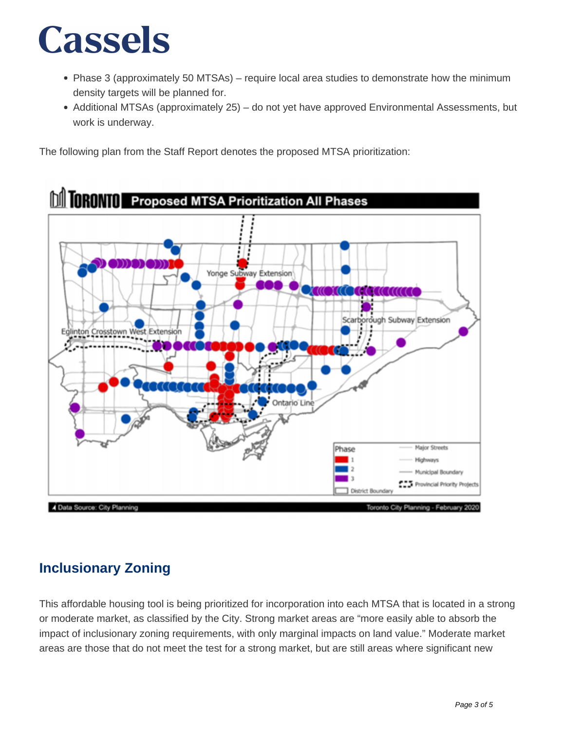- Phase 3 (approximately 50 MTSAs) – require local area studies to demonstrate how the minimum density targets will be planned for.
- Additional MTSAs (approximately 25) – do not yet have approved Environmental Assessments, but work is underway.

The following plan from the Staff Report denotes the proposed MTSA prioritization:

## Inclusionary Zoning

This affordable housing tool is being prioritized for incorporation into each MTSA that is located in a strong or moderate market, as classified by the City. Strong market areas are "more easily able to absorb the impact of inclusionary zoning requirements, with only marginal impacts on land value." Moderate market areas are those that do not meet the test for a strong market, but are still areas where significant new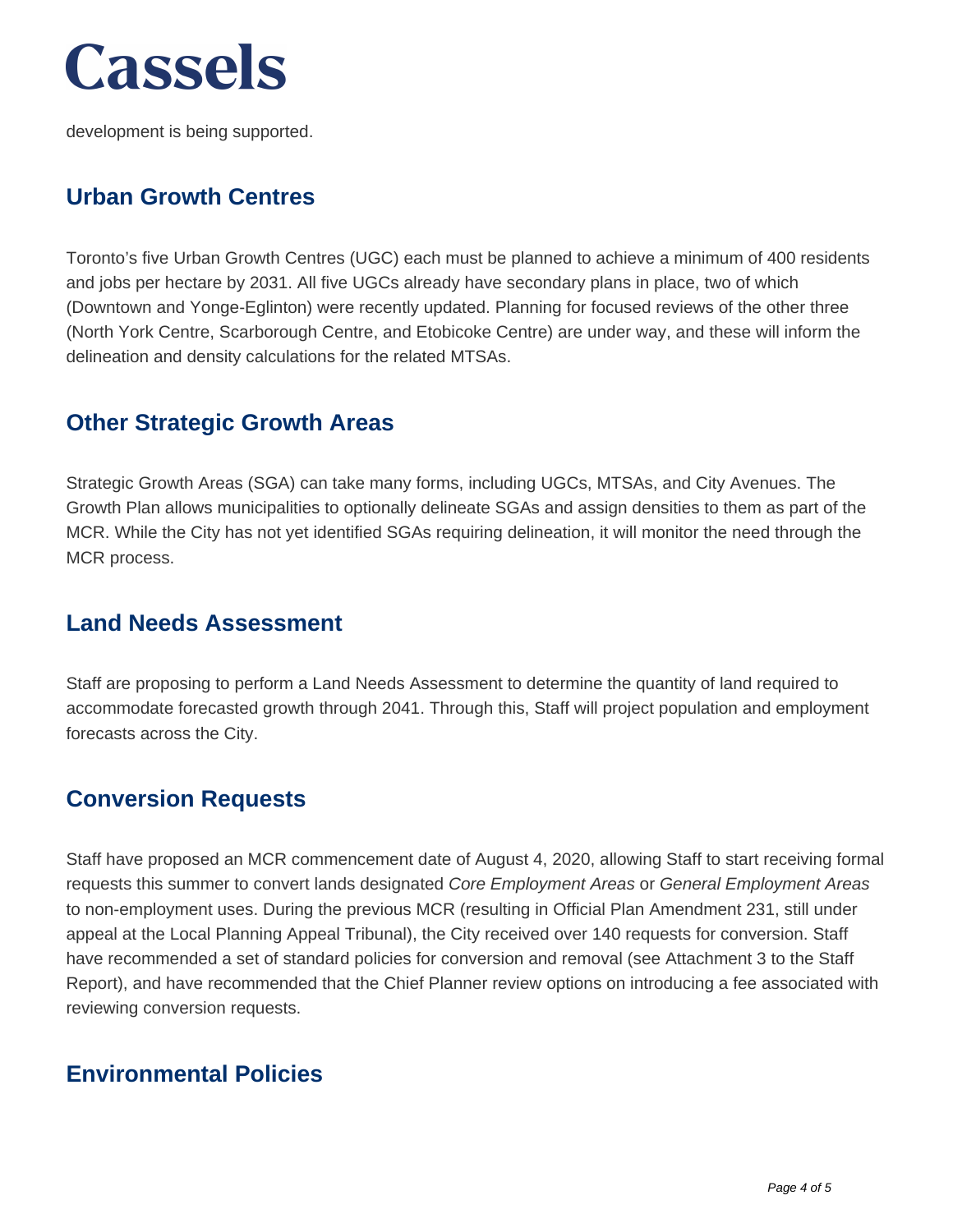development is being supported.

## Urban Growth Centres

Toronto's five Urban Growth Centres (UGC) each must be planned to achieve a minimum of 400 residents and jobs per hectare by 2031. All five UGCs already have secondary plans in place, two of which (Downtown and Yonge-Eglinton) were recently updated. Planning for focused reviews of the other three (North York Centre, Scarborough Centre, and Etobicoke Centre) are under way, and these will inform the delineation and density calculations for the related MTSAs.

## Other Strategic Growth Areas

Strategic Growth Areas (SGA) can take many forms, including UGCs, MTSAs, and City Avenues. The Growth Plan allows municipalities to optionally delineate SGAs and assign densities to them as part of the MCR. While the City has not yet identified SGAs requiring delineation, it will monitor the need through the MCR process.

## Land Needs Assessment

Staff are proposing to perform a Land Needs Assessment to determine the quantity of land required to accommodate forecasted growth through 2041. Through this, Staff will project population and employment forecasts across the City.

## Conversion Requests

Staff have proposed an MCR commencement date of August 4, 2020, allowing Staff to start receiving formal requests this summer to convert lands designated *Core Employment Areas* or *General Employment Areas* to non-employment uses. During the previous MCR (resulting in Official Plan Amendment 231, still under appeal at the Local Planning Appeal Tribunal), the City received over 140 requests for conversion. Staff have recommended a set of standard policies for conversion and removal (see Attachment 3 to the Staff Report), and have recommended that the Chief Planner review options on introducing a fee associated with reviewing conversion requests.

## Environmental Policies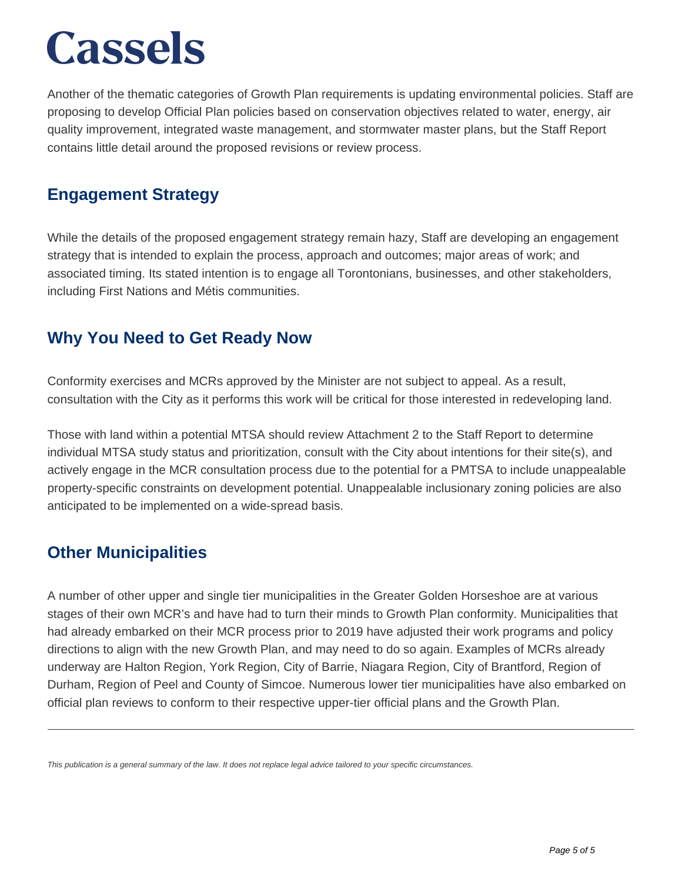Another of the thematic categories of Growth Plan requirements is updating environmental policies. Staff are proposing to develop Official Plan policies based on conservation objectives related to water, energy, air quality improvement, integrated waste management, and stormwater master plans, but the Staff Report contains little detail around the proposed revisions or review process.

## Engagement Strategy

While the details of the proposed engagement strategy remain hazy, Staff are developing an engagement strategy that is intended to explain the process, approach and outcomes; major areas of work; and associated timing. Its stated intention is to engage all Torontonians, businesses, and other stakeholders, including First Nations and Métis communities.

## Why You Need to Get Ready Now

Conformity exercises and MCRs approved by the Minister are not subject to appeal. As a result, consultation with the City as it performs this work will be critical for those interested in redeveloping land.

Those with land within a potential MTSA should review Attachment 2 to the Staff Report to determine individual MTSA study status and prioritization, consult with the City about intentions for their site(s), and actively engage in the MCR consultation process due to the potential for a PMTSA to include unappealable property-specific constraints on development potential. Unappealable inclusionary zoning policies are also anticipated to be implemented on a wide-spread basis.

## Other Municipalities

A number of other upper and single tier municipalities in the Greater Golden Horseshoe are at various stages of their own MCR's and have had to turn their minds to Growth Plan conformity. Municipalities that had already embarked on their MCR process prior to 2019 have adjusted their work programs and policy directions to align with the new Growth Plan, and may need to do so again. Examples of MCRs already underway are Halton Region, York Region, City of Barrie, Niagara Region, City of Brantford, Region of Durham, Region of Peel and County of Simcoe. Numerous lower tier municipalities have also embarked on official plan reviews to conform to their respective upper-tier official plans and the Growth Plan.

---

*This publication is a general summary of the law. It does not replace legal advice tailored to your specific circumstances.*